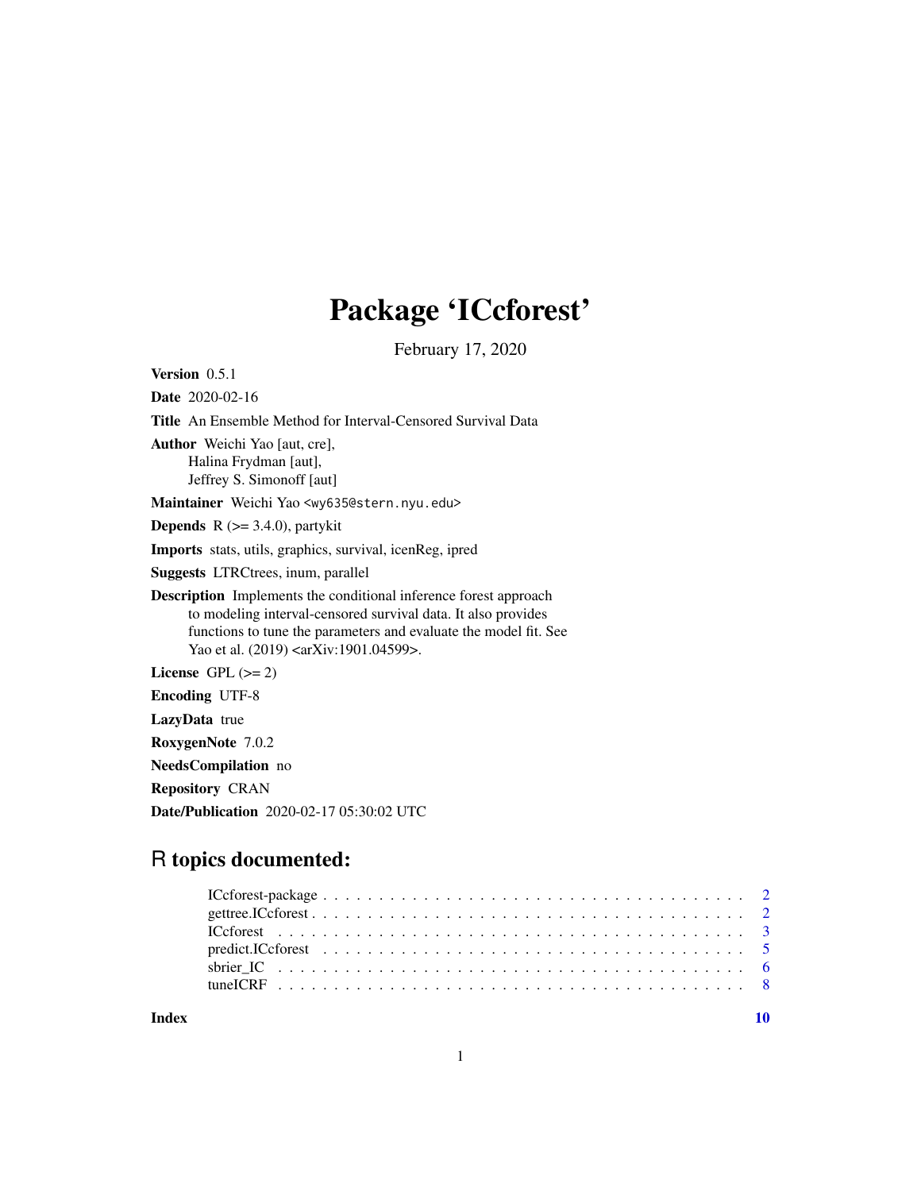# Package 'ICcforest'

February 17, 2020

**Version** 0.5.1

**Date** 2020-02-16

**Title** An Ensemble Method for Interval-Censored Survival Data

**Author** Weichi Yao [aut, cre],
Halina Frydman [aut],
Jeffrey S. Simonoff [aut]

**Maintainer** Weichi Yao <wy635@stern.nyu.edu>

**Depends** R (>= 3.4.0), partykit

**Imports** stats, utils, graphics, survival, icenReg, ipred

**Suggests** LTRCtrees, inum, parallel

**Description** Implements the conditional inference forest approach to modeling interval-censored survival data. It also provides functions to tune the parameters and evaluate the model fit. See Yao et al. (2019) <arXiv:1901.04599>.

**License** GPL (>= 2)

**Encoding** UTF-8

**LazyData** true

**RoxygenNote** 7.0.2

**NeedsCompilation** no

**Repository** CRAN

**Date/Publication** 2020-02-17 05:30:02 UTC

## R topics documented:

| | |
|---|---|
| ICcforest-package | 2 |
| gettree.ICcforest | 2 |
| ICcforest | 3 |
| predict.ICcforest | 5 |
| sbrier_IC | 6 |
| tuneICRF | 8 |
| **Index** | **10** |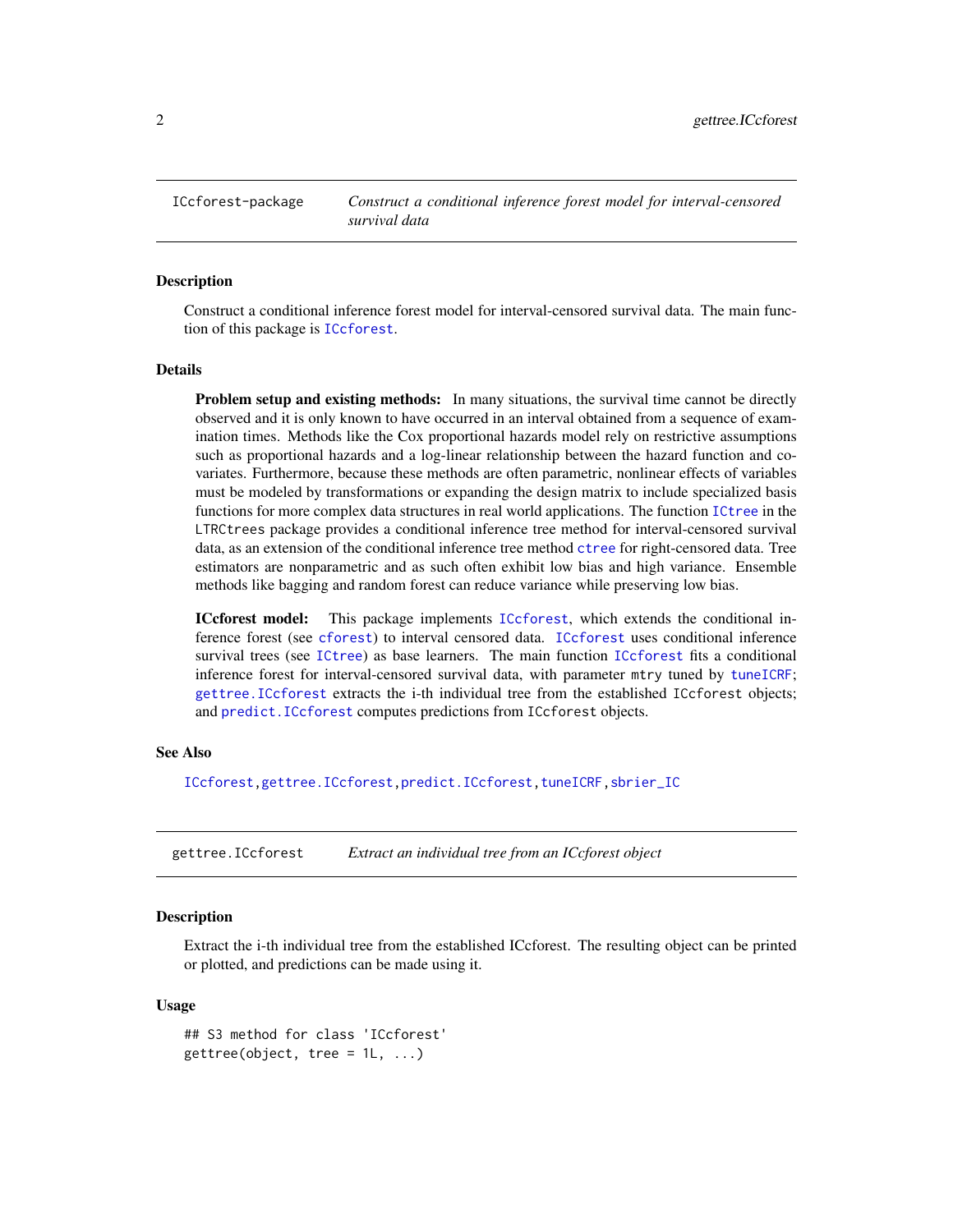## ICcforest-package — *Construct a conditional inference forest model for interval-censored survival data*

### Description

Construct a conditional inference forest model for interval-censored survival data. The main function of this package is `ICcforest`.

### Details

**Problem setup and existing methods:** In many situations, the survival time cannot be directly observed and it is only known to have occurred in an interval obtained from a sequence of examination times. Methods like the Cox proportional hazards model rely on restrictive assumptions such as proportional hazards and a log-linear relationship between the hazard function and covariates. Furthermore, because these methods are often parametric, nonlinear effects of variables must be modeled by transformations or expanding the design matrix to include specialized basis functions for more complex data structures in real world applications. The function `ICtree` in the `LTRCtrees` package provides a conditional inference tree method for interval-censored survival data, as an extension of the conditional inference tree method `ctree` for right-censored data. Tree estimators are nonparametric and as such often exhibit low bias and high variance. Ensemble methods like bagging and random forest can reduce variance while preserving low bias.

**ICcforest model:** This package implements `ICcforest`, which extends the conditional inference forest (see `cforest`) to interval censored data. `ICcforest` uses conditional inference survival trees (see `ICtree`) as base learners. The main function `ICcforest` fits a conditional inference forest for interval-censored survival data, with parameter `mtry` tuned by `tuneICRF`; `gettree.ICcforest` extracts the i-th individual tree from the established ICcforest objects; and `predict.ICcforest` computes predictions from ICcforest objects.

### See Also

`ICcforest`, `gettree.ICcforest`, `predict.ICcforest`, `tuneICRF`, `sbrier_IC`

## gettree.ICcforest — *Extract an individual tree from an ICcforest object*

### Description

Extract the i-th individual tree from the established ICcforest. The resulting object can be printed or plotted, and predictions can be made using it.

### Usage

```
## S3 method for class 'ICcforest'
gettree(object, tree = 1L, ...)
```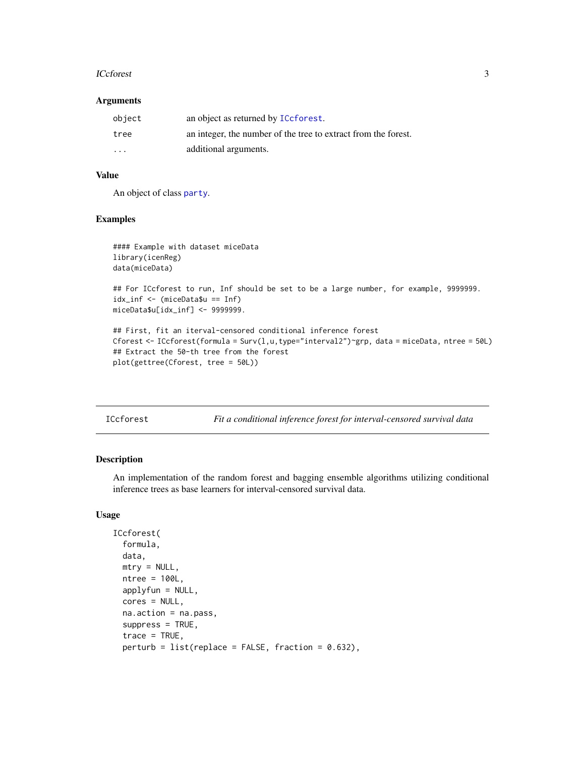### Arguments

| | |
|---|---|
| object | an object as returned by ICcforest. |
| tree | an integer, the number of the tree to extract from the forest. |
| ... | additional arguments. |

### Value

An object of class party.

### Examples

```
#### Example with dataset miceData
library(icenReg)
data(miceData)

## For ICcforest to run, Inf should be set to be a large number, for example, 9999999.
idx_inf <- (miceData$u == Inf)
miceData$u[idx_inf] <- 9999999.

## First, fit an iterval-censored conditional inference forest
Cforest <- ICcforest(formula = Surv(l,u,type="interval2")~grp, data = miceData, ntree = 50L)
## Extract the 50-th tree from the forest
plot(gettree(Cforest, tree = 50L))
```

---

## ICcforest — *Fit a conditional inference forest for interval-censored survival data*

---

### Description

An implementation of the random forest and bagging ensemble algorithms utilizing conditional inference trees as base learners for interval-censored survival data.

### Usage

```
ICcforest(
  formula,
  data,
  mtry = NULL,
  ntree = 100L,
  applyfun = NULL,
  cores = NULL,
  na.action = na.pass,
  suppress = TRUE,
  trace = TRUE,
  perturb = list(replace = FALSE, fraction = 0.632),
```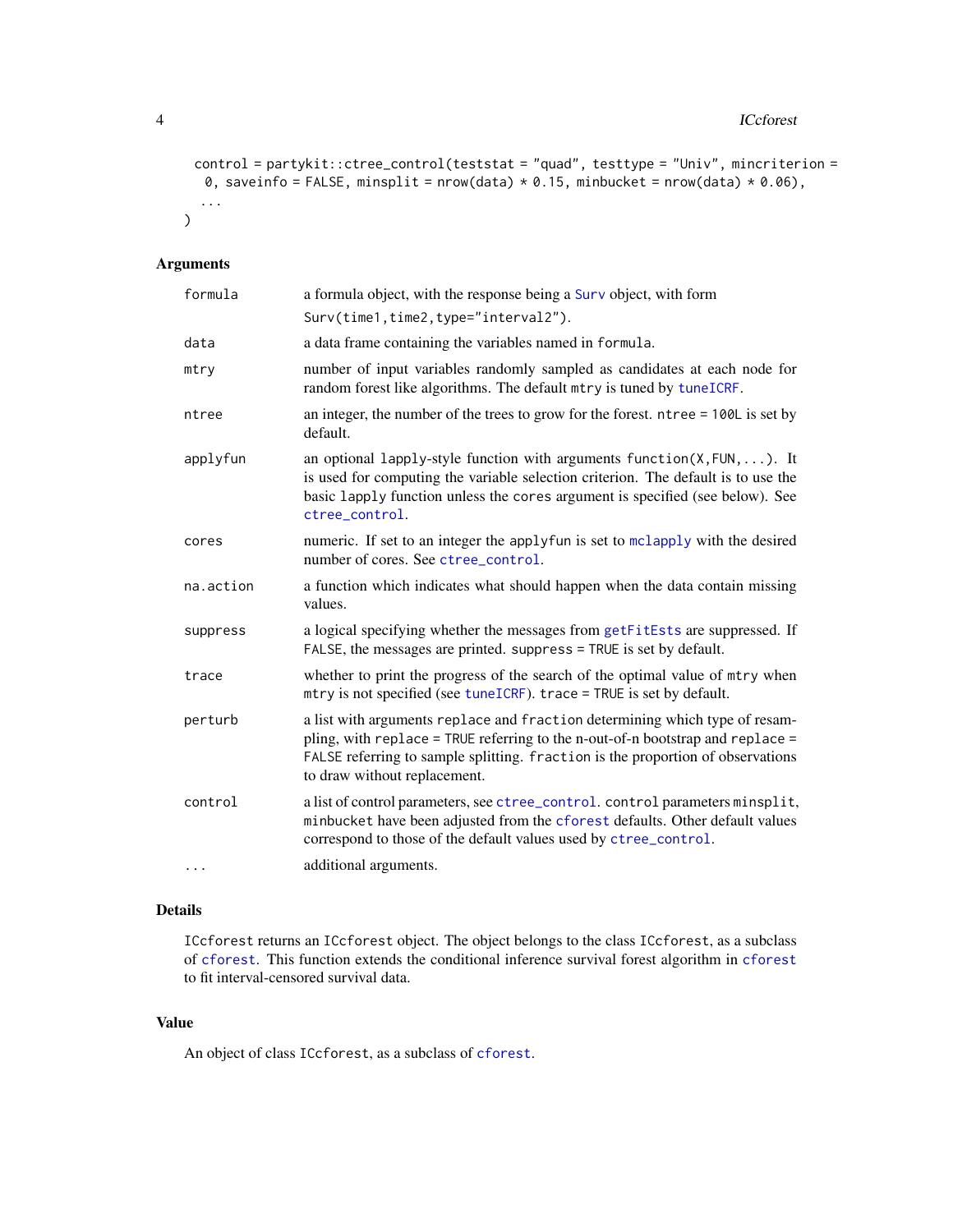```
  control = partykit::ctree_control(teststat = "quad", testtype = "Univ", mincriterion =
    0, saveinfo = FALSE, minsplit = nrow(data) * 0.15, minbucket = nrow(data) * 0.06),
  ...
)
```

## Arguments

- `formula`: a formula object, with the response being a `Surv` object, with form `Surv(time1,time2,type="interval2")`.
- `data`: a data frame containing the variables named in `formula`.
- `mtry`: number of input variables randomly sampled as candidates at each node for random forest like algorithms. The default `mtry` is tuned by `tuneICRF`.
- `ntree`: an integer, the number of the trees to grow for the forest. `ntree = 100L` is set by default.
- `applyfun`: an optional `lapply`-style function with arguments `function(X,FUN,...)`. It is used for computing the variable selection criterion. The default is to use the basic `lapply` function unless the `cores` argument is specified (see below). See `ctree_control`.
- `cores`: numeric. If set to an integer the `applyfun` is set to `mclapply` with the desired number of cores. See `ctree_control`.
- `na.action`: a function which indicates what should happen when the data contain missing values.
- `suppress`: a logical specifying whether the messages from `getFitEsts` are suppressed. If `FALSE`, the messages are printed. `suppress = TRUE` is set by default.
- `trace`: whether to print the progress of the search of the optimal value of `mtry` when `mtry` is not specified (see `tuneICRF`). `trace = TRUE` is set by default.
- `perturb`: a list with arguments `replace` and `fraction` determining which type of resampling, with `replace = TRUE` referring to the n-out-of-n bootstrap and `replace = FALSE` referring to sample splitting. `fraction` is the proportion of observations to draw without replacement.
- `control`: a list of control parameters, see `ctree_control`. `control` parameters `minsplit`, `minbucket` have been adjusted from the `cforest` defaults. Other default values correspond to those of the default values used by `ctree_control`.
- `...`: additional arguments.

## Details

`ICcforest` returns an `ICcforest` object. The object belongs to the class `ICcforest`, as a subclass of `cforest`. This function extends the conditional inference survival forest algorithm in `cforest` to fit interval-censored survival data.

## Value

An object of class `ICcforest`, as a subclass of `cforest`.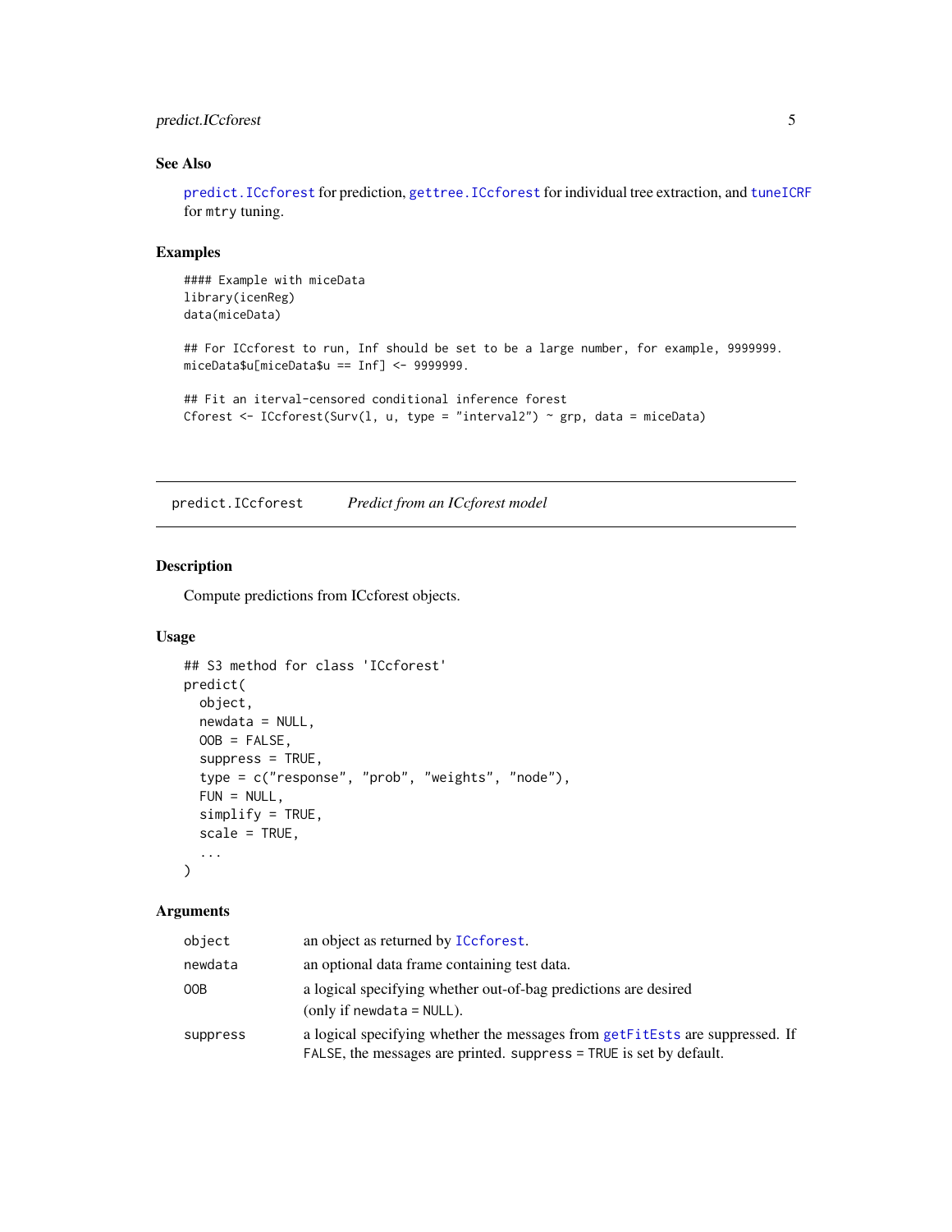### See Also

`predict.ICcforest` for prediction, `gettree.ICcforest` for individual tree extraction, and `tuneICRF` for `mtry` tuning.

### Examples

```
#### Example with miceData
library(icenReg)
data(miceData)

## For ICcforest to run, Inf should be set to be a large number, for example, 9999999.
miceData$u[miceData$u == Inf] <- 9999999.

## Fit an iterval-censored conditional inference forest
Cforest <- ICcforest(Surv(l, u, type = "interval2") ~ grp, data = miceData)
```

---

## predict.ICcforest &nbsp;&nbsp;&nbsp;&nbsp; *Predict from an ICcforest model*

---

### Description

Compute predictions from ICcforest objects.

### Usage

```
## S3 method for class 'ICcforest'
predict(
  object,
  newdata = NULL,
  OOB = FALSE,
  suppress = TRUE,
  type = c("response", "prob", "weights", "node"),
  FUN = NULL,
  simplify = TRUE,
  scale = TRUE,
  ...
)
```

### Arguments

| | |
|---|---|
| `object` | an object as returned by `ICcforest`. |
| `newdata` | an optional data frame containing test data. |
| `OOB` | a logical specifying whether out-of-bag predictions are desired (only if `newdata = NULL`). |
| `suppress` | a logical specifying whether the messages from `getFitEsts` are suppressed. If `FALSE`, the messages are printed. `suppress = TRUE` is set by default. |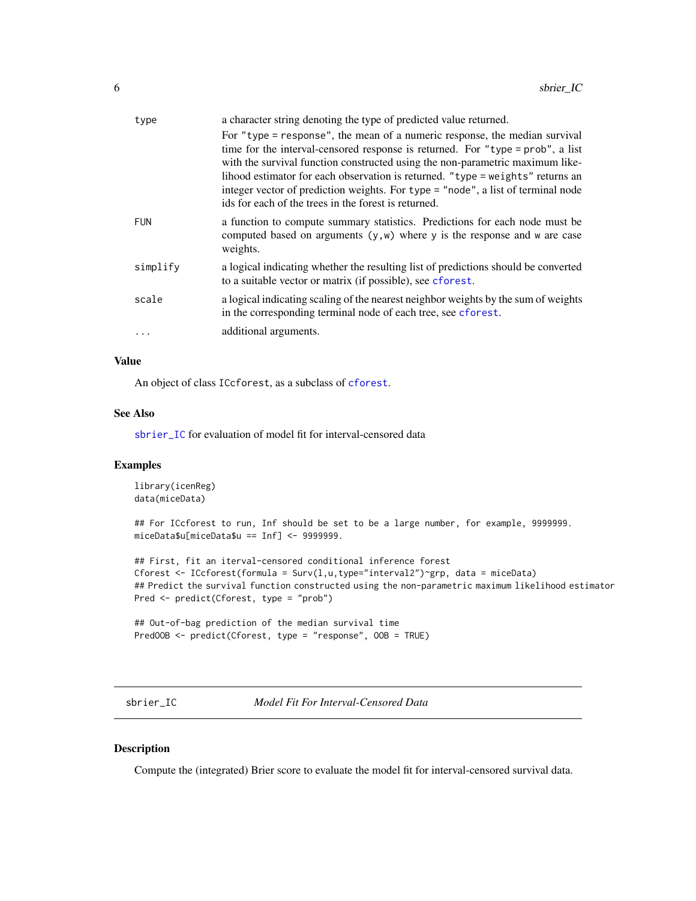| | |
|---|---|
| type | a character string denoting the type of predicted value returned. For "type = response", the mean of a numeric response, the median survival time for the interval-censored response is returned. For "type = prob", a list with the survival function constructed using the non-parametric maximum likelihood estimator for each observation is returned. "type = weights" returns an integer vector of prediction weights. For type = "node", a list of terminal node ids for each of the trees in the forest is returned. |
| FUN | a function to compute summary statistics. Predictions for each node must be computed based on arguments (y,w) where y is the response and w are case weights. |
| simplify | a logical indicating whether the resulting list of predictions should be converted to a suitable vector or matrix (if possible), see cforest. |
| scale | a logical indicating scaling of the nearest neighbor weights by the sum of weights in the corresponding terminal node of each tree, see cforest. |
| ... | additional arguments. |

### Value

An object of class ICcforest, as a subclass of cforest.

### See Also

sbrier_IC for evaluation of model fit for interval-censored data

### Examples

```
library(icenReg)
data(miceData)

## For ICcforest to run, Inf should be set to be a large number, for example, 9999999.
miceData$u[miceData$u == Inf] <- 9999999.

## First, fit an iterval-censored conditional inference forest
Cforest <- ICcforest(formula = Surv(l,u,type="interval2")~grp, data = miceData)
## Predict the survival function constructed using the non-parametric maximum likelihood estimator
Pred <- predict(Cforest, type = "prob")

## Out-of-bag prediction of the median survival time
PredOOB <- predict(Cforest, type = "response", OOB = TRUE)
```

---

## sbrier_IC — *Model Fit For Interval-Censored Data*

### Description

Compute the (integrated) Brier score to evaluate the model fit for interval-censored survival data.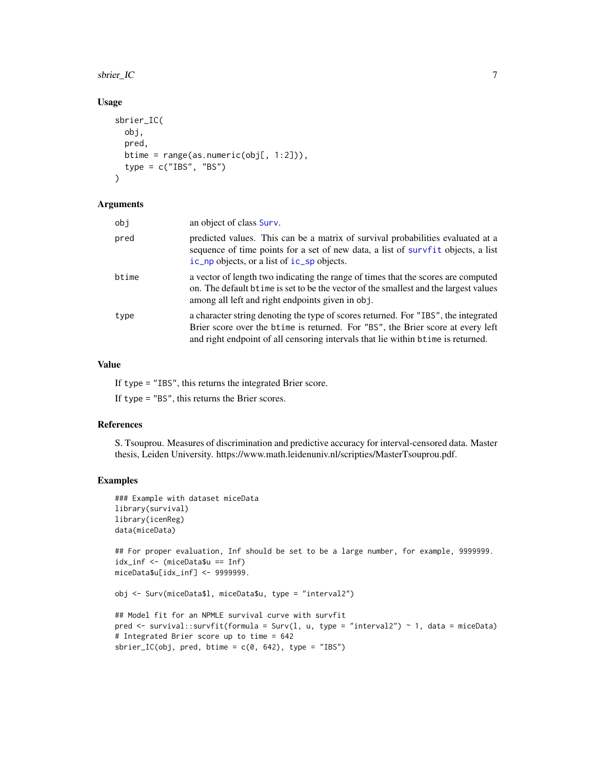## Usage

```
sbrier_IC(
  obj,
  pred,
  btime = range(as.numeric(obj[, 1:2])),
  type = c("IBS", "BS")
)
```

## Arguments

| | |
|---|---|
| obj | an object of class Surv. |
| pred | predicted values. This can be a matrix of survival probabilities evaluated at a sequence of time points for a set of new data, a list of survfit objects, a list ic_np objects, or a list of ic_sp objects. |
| btime | a vector of length two indicating the range of times that the scores are computed on. The default btime is set to be the vector of the smallest and the largest values among all left and right endpoints given in obj. |
| type | a character string denoting the type of scores returned. For "IBS", the integrated Brier score over the btime is returned. For "BS", the Brier score at every left and right endpoint of all censoring intervals that lie within btime is returned. |

## Value

If type = "IBS", this returns the integrated Brier score.

If type = "BS", this returns the Brier scores.

## References

S. Tsouprou. Measures of discrimination and predictive accuracy for interval-censored data. Master thesis, Leiden University. https://www.math.leidenuniv.nl/scripties/MasterTsouprou.pdf.

## Examples

```
### Example with dataset miceData
library(survival)
library(icenReg)
data(miceData)

## For proper evaluation, Inf should be set to be a large number, for example, 9999999.
idx_inf <- (miceData$u == Inf)
miceData$u[idx_inf] <- 9999999.

obj <- Surv(miceData$l, miceData$u, type = "interval2")

## Model fit for an NPMLE survival curve with survfit
pred <- survival::survfit(formula = Surv(l, u, type = "interval2") ~ 1, data = miceData)
# Integrated Brier score up to time = 642
sbrier_IC(obj, pred, btime = c(0, 642), type = "IBS")
```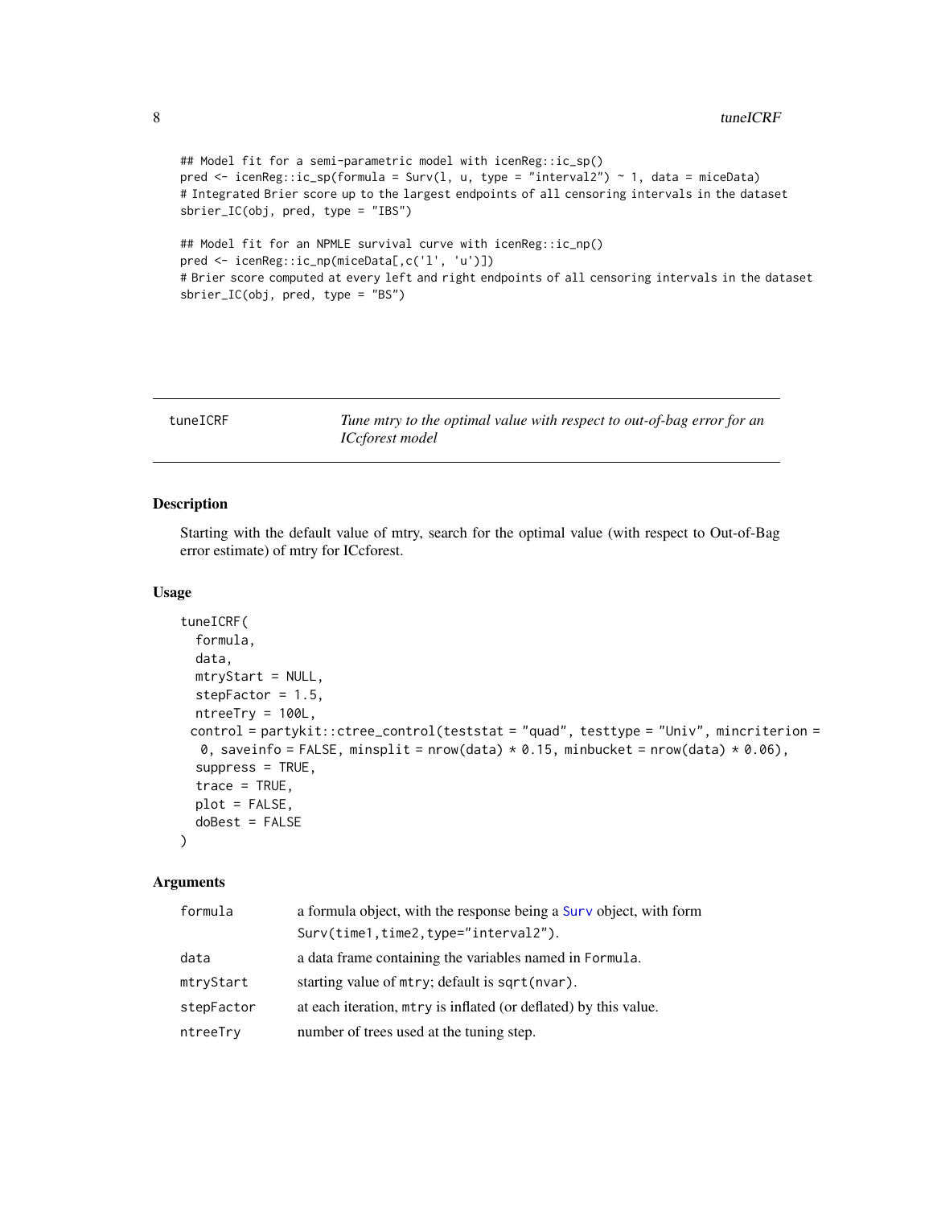```
## Model fit for a semi-parametric model with icenReg::ic_sp()
pred <- icenReg::ic_sp(formula = Surv(l, u, type = "interval2") ~ 1, data = miceData)
# Integrated Brier score up to the largest endpoints of all censoring intervals in the dataset
sbrier_IC(obj, pred, type = "IBS")

## Model fit for an NPMLE survival curve with icenReg::ic_np()
pred <- icenReg::ic_np(miceData[,c('l', 'u')])
# Brier score computed at every left and right endpoints of all censoring intervals in the dataset
sbrier_IC(obj, pred, type = "BS")
```

---

## tuneICRF — *Tune mtry to the optimal value with respect to out-of-bag error for an ICcforest model*

---

### Description

Starting with the default value of mtry, search for the optimal value (with respect to Out-of-Bag error estimate) of mtry for ICcforest.

### Usage

```
tuneICRF(
  formula,
  data,
  mtryStart = NULL,
  stepFactor = 1.5,
  ntreeTry = 100L,
  control = partykit::ctree_control(teststat = "quad", testtype = "Univ", mincriterion =
    0, saveinfo = FALSE, minsplit = nrow(data) * 0.15, minbucket = nrow(data) * 0.06),
  suppress = TRUE,
  trace = TRUE,
  plot = FALSE,
  doBest = FALSE
)
```

### Arguments

| | |
|---|---|
| `formula` | a formula object, with the response being a `Surv` object, with form `Surv(time1,time2,type="interval2")`. |
| `data` | a data frame containing the variables named in `Formula`. |
| `mtryStart` | starting value of `mtry`; default is `sqrt(nvar)`. |
| `stepFactor` | at each iteration, `mtry` is inflated (or deflated) by this value. |
| `ntreeTry` | number of trees used at the tuning step. |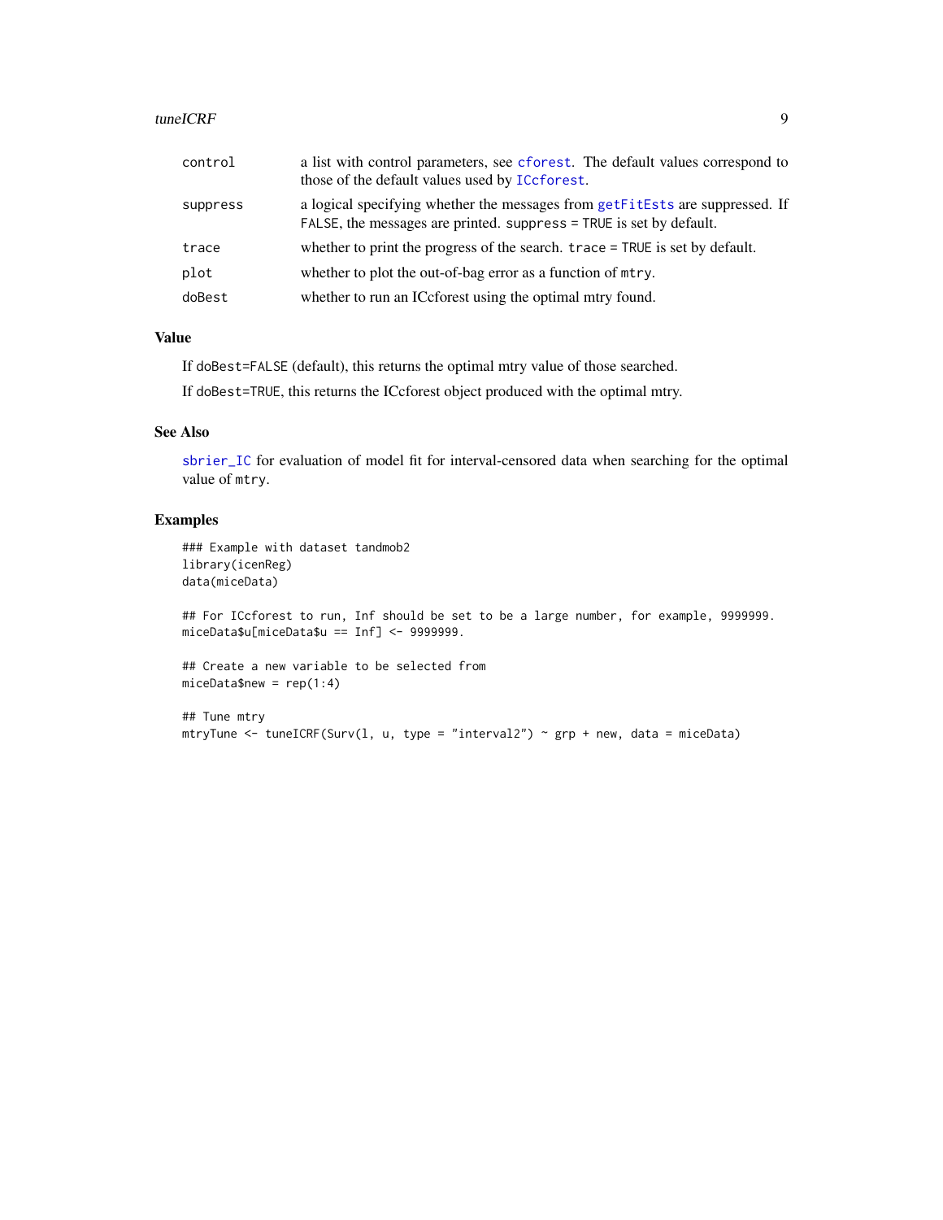| | |
|---|---|
| control | a list with control parameters, see `cforest`. The default values correspond to those of the default values used by `ICcforest`. |
| suppress | a logical specifying whether the messages from `getFitEsts` are suppressed. If `FALSE`, the messages are printed. `suppress = TRUE` is set by default. |
| trace | whether to print the progress of the search. `trace = TRUE` is set by default. |
| plot | whether to plot the out-of-bag error as a function of `mtry`. |
| doBest | whether to run an ICcforest using the optimal mtry found. |

## Value

If `doBest=FALSE` (default), this returns the optimal mtry value of those searched.

If `doBest=TRUE`, this returns the ICcforest object produced with the optimal mtry.

## See Also

`sbrier_IC` for evaluation of model fit for interval-censored data when searching for the optimal value of `mtry`.

## Examples

```
### Example with dataset tandmob2
library(icenReg)
data(miceData)

## For ICcforest to run, Inf should be set to be a large number, for example, 9999999.
miceData$u[miceData$u == Inf] <- 9999999.

## Create a new variable to be selected from
miceData$new = rep(1:4)

## Tune mtry
mtryTune <- tuneICRF(Surv(l, u, type = "interval2") ~ grp + new, data = miceData)
```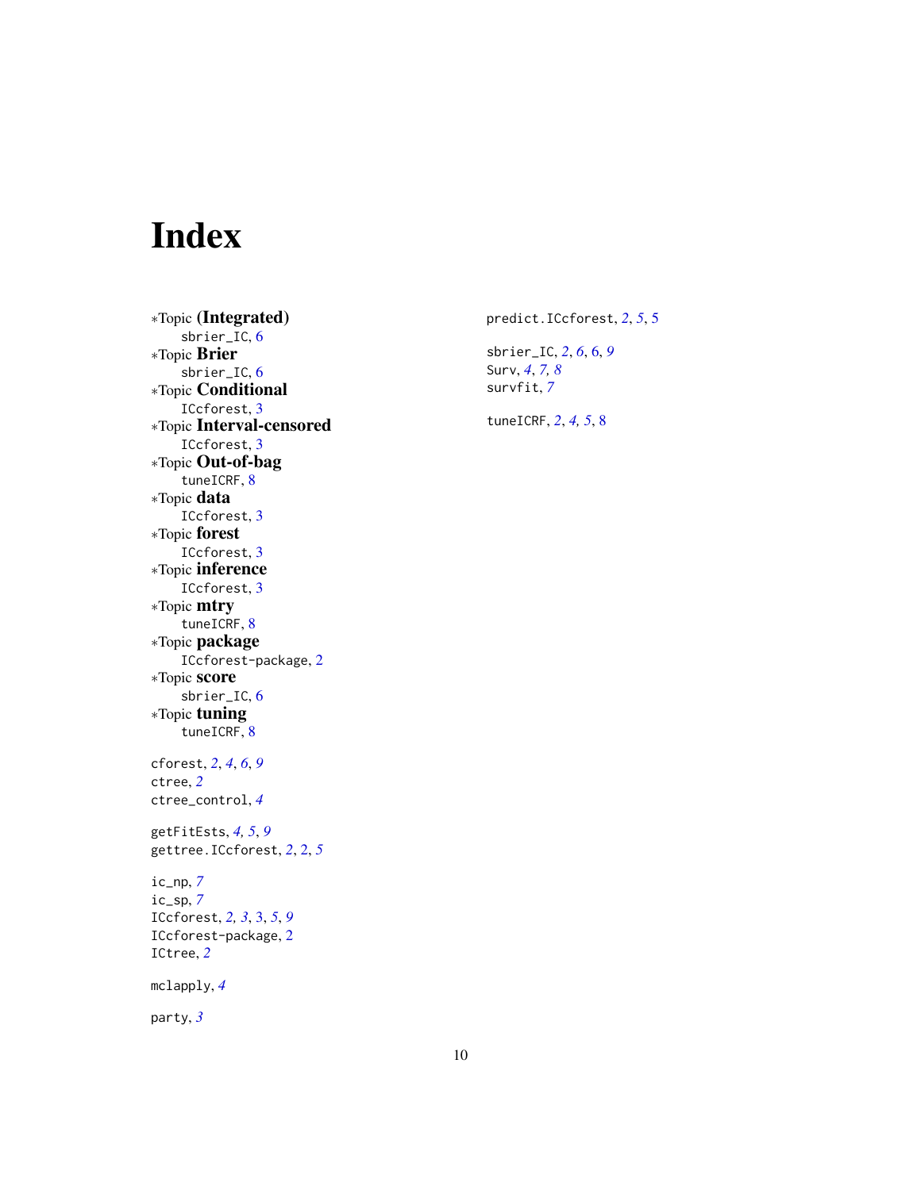# Index

*Topic **(Integrated)**
 sbrier_IC, 6
*Topic **Brier**
 sbrier_IC, 6
*Topic **Conditional**
 ICcforest, 3
*Topic **Interval-censored**
 ICcforest, 3
*Topic **Out-of-bag**
 tuneICRF, 8
*Topic **data**
 ICcforest, 3
*Topic **forest**
 ICcforest, 3
*Topic **inference**
 ICcforest, 3
*Topic **mtry**
 tuneICRF, 8
*Topic **package**
 ICcforest-package, 2
*Topic **score**
 sbrier_IC, 6
*Topic **tuning**
 tuneICRF, 8

cforest, *2*, *4*, *6*, *9*
ctree, *2*
ctree_control, *4*

getFitEsts, *4, 5*, *9*
gettree.ICcforest, *2*, 2, *5*

ic_np, *7*
ic_sp, *7*
ICcforest, *2, 3*, 3, *5*, *9*
ICcforest-package, 2
ICtree, *2*

mclapply, *4*

party, *3*

predict.ICcforest, *2*, *5*, 5

sbrier_IC, *2*, *6*, 6, *9*
Surv, *4*, *7, 8*
survfit, *7*

tuneICRF, *2*, *4, 5*, 8